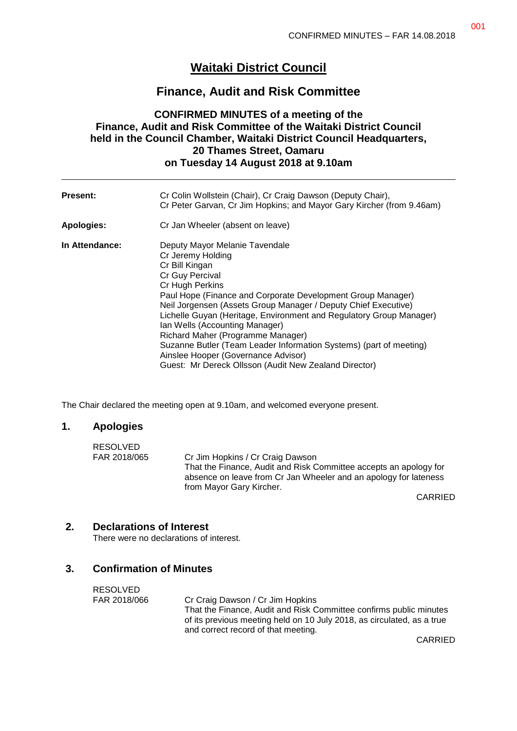# Waitaki District Council

## Finance, Audit and Risk Committee

### CONFIRMED MINUTES of a meeting of the Finance, Audit and Risk Committee of the Waitaki District Council held in the Council Chamber, Waitaki District Council Headquarters, 20 Thames Street, Oamaru on Tuesday 14 August 2018 at 9.10am

| | |
|---|---|
| **Present:** | Cr Colin Wollstein (Chair), Cr Craig Dawson (Deputy Chair), Cr Peter Garvan, Cr Jim Hopkins; and Mayor Gary Kircher (from 9.46am) |
| **Apologies:** | Cr Jan Wheeler (absent on leave) |
| **In Attendance:** | Deputy Mayor Melanie Tavendale<br>Cr Jeremy Holding<br>Cr Bill Kingan<br>Cr Guy Percival<br>Cr Hugh Perkins<br>Paul Hope (Finance and Corporate Development Group Manager)<br>Neil Jorgensen (Assets Group Manager / Deputy Chief Executive)<br>Lichelle Guyan (Heritage, Environment and Regulatory Group Manager)<br>Ian Wells (Accounting Manager)<br>Richard Maher (Programme Manager)<br>Suzanne Butler (Team Leader Information Systems) (part of meeting)<br>Ainslee Hooper (Governance Advisor)<br>Guest: Mr Dereck Ollsson (Audit New Zealand Director) |

The Chair declared the meeting open at 9.10am, and welcomed everyone present.

## 1. Apologies

RESOLVED
FAR 2018/065 Cr Jim Hopkins / Cr Craig Dawson
That the Finance, Audit and Risk Committee accepts an apology for absence on leave from Cr Jan Wheeler and an apology for lateness from Mayor Gary Kircher.

CARRIED

## 2. Declarations of Interest

There were no declarations of interest.

## 3. Confirmation of Minutes

RESOLVED
FAR 2018/066 Cr Craig Dawson / Cr Jim Hopkins
That the Finance, Audit and Risk Committee confirms public minutes of its previous meeting held on 10 July 2018, as circulated, as a true and correct record of that meeting.

CARRIED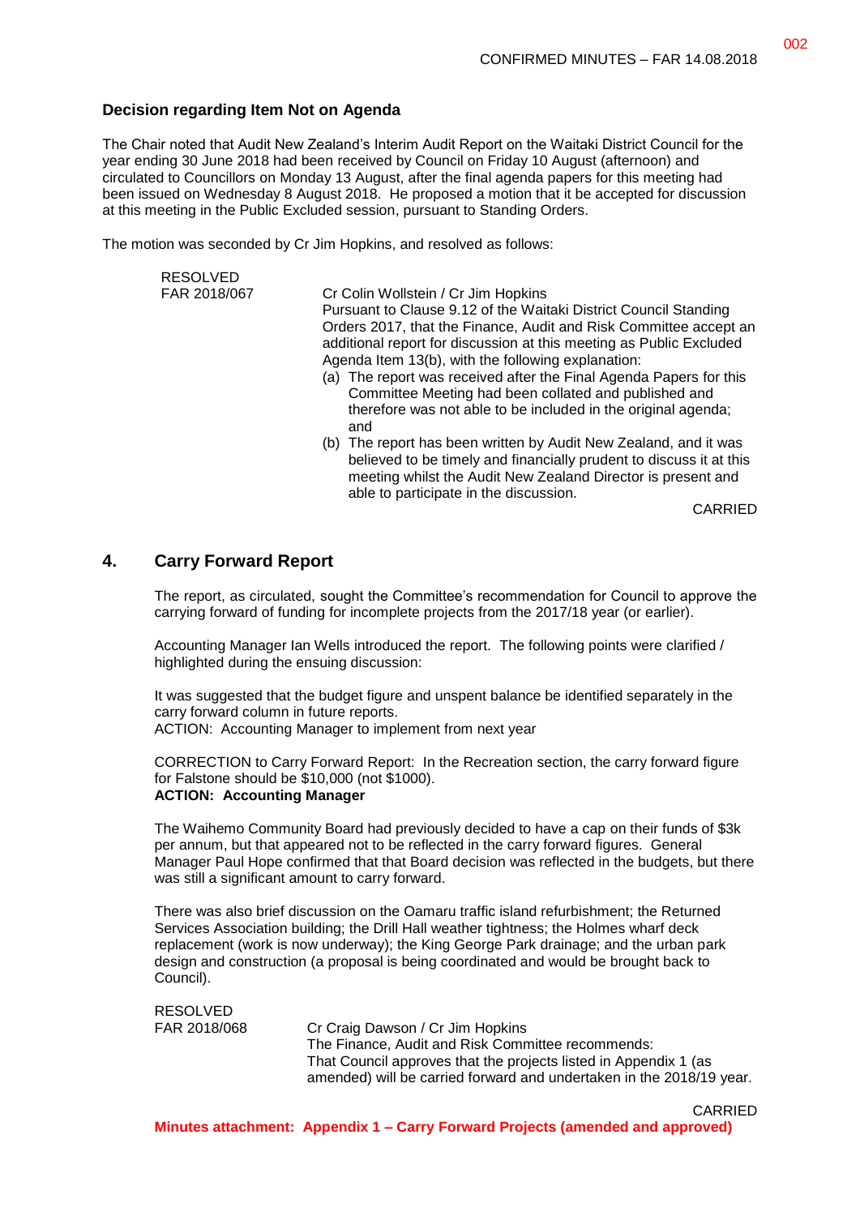### Decision regarding Item Not on Agenda

The Chair noted that Audit New Zealand's Interim Audit Report on the Waitaki District Council for the year ending 30 June 2018 had been received by Council on Friday 10 August (afternoon) and circulated to Councillors on Monday 13 August, after the final agenda papers for this meeting had been issued on Wednesday 8 August 2018. He proposed a motion that it be accepted for discussion at this meeting in the Public Excluded session, pursuant to Standing Orders.

The motion was seconded by Cr Jim Hopkins, and resolved as follows:

RESOLVED
FAR 2018/067

Cr Colin Wollstein / Cr Jim Hopkins
Pursuant to Clause 9.12 of the Waitaki District Council Standing Orders 2017, that the Finance, Audit and Risk Committee accept an additional report for discussion at this meeting as Public Excluded Agenda Item 13(b), with the following explanation:

(a) The report was received after the Final Agenda Papers for this Committee Meeting had been collated and published and therefore was not able to be included in the original agenda; and
(b) The report has been written by Audit New Zealand, and it was believed to be timely and financially prudent to discuss it at this meeting whilst the Audit New Zealand Director is present and able to participate in the discussion.

CARRIED

## 4. Carry Forward Report

The report, as circulated, sought the Committee's recommendation for Council to approve the carrying forward of funding for incomplete projects from the 2017/18 year (or earlier).

Accounting Manager Ian Wells introduced the report. The following points were clarified / highlighted during the ensuing discussion:

It was suggested that the budget figure and unspent balance be identified separately in the carry forward column in future reports.
ACTION: Accounting Manager to implement from next year

CORRECTION to Carry Forward Report: In the Recreation section, the carry forward figure for Falstone should be $10,000 (not $1000).
**ACTION: Accounting Manager**

The Waihemo Community Board had previously decided to have a cap on their funds of $3k per annum, but that appeared not to be reflected in the carry forward figures. General Manager Paul Hope confirmed that that Board decision was reflected in the budgets, but there was still a significant amount to carry forward.

There was also brief discussion on the Oamaru traffic island refurbishment; the Returned Services Association building; the Drill Hall weather tightness; the Holmes wharf deck replacement (work is now underway); the King George Park drainage; and the urban park design and construction (a proposal is being coordinated and would be brought back to Council).

RESOLVED
FAR 2018/068

Cr Craig Dawson / Cr Jim Hopkins
The Finance, Audit and Risk Committee recommends:
That Council approves that the projects listed in Appendix 1 (as amended) will be carried forward and undertaken in the 2018/19 year.

CARRIED

**Minutes attachment: Appendix 1 – Carry Forward Projects (amended and approved)**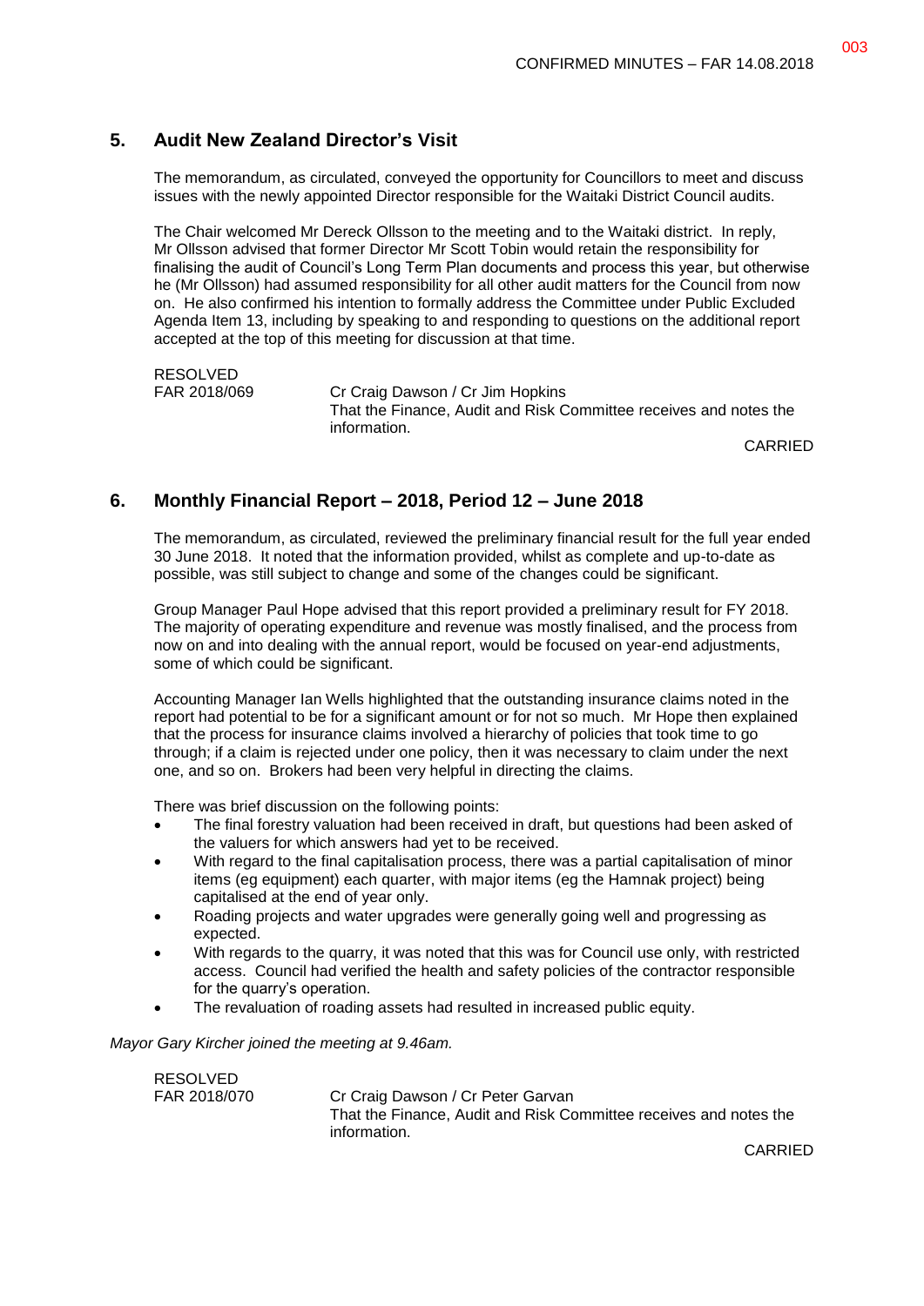## 5. Audit New Zealand Director's Visit

The memorandum, as circulated, conveyed the opportunity for Councillors to meet and discuss issues with the newly appointed Director responsible for the Waitaki District Council audits.

The Chair welcomed Mr Dereck Ollsson to the meeting and to the Waitaki district. In reply, Mr Ollsson advised that former Director Mr Scott Tobin would retain the responsibility for finalising the audit of Council's Long Term Plan documents and process this year, but otherwise he (Mr Ollsson) had assumed responsibility for all other audit matters for the Council from now on. He also confirmed his intention to formally address the Committee under Public Excluded Agenda Item 13, including by speaking to and responding to questions on the additional report accepted at the top of this meeting for discussion at that time.

RESOLVED
FAR 2018/069 Cr Craig Dawson / Cr Jim Hopkins
That the Finance, Audit and Risk Committee receives and notes the information.

CARRIED

## 6. Monthly Financial Report – 2018, Period 12 – June 2018

The memorandum, as circulated, reviewed the preliminary financial result for the full year ended 30 June 2018. It noted that the information provided, whilst as complete and up-to-date as possible, was still subject to change and some of the changes could be significant.

Group Manager Paul Hope advised that this report provided a preliminary result for FY 2018. The majority of operating expenditure and revenue was mostly finalised, and the process from now on and into dealing with the annual report, would be focused on year-end adjustments, some of which could be significant.

Accounting Manager Ian Wells highlighted that the outstanding insurance claims noted in the report had potential to be for a significant amount or for not so much. Mr Hope then explained that the process for insurance claims involved a hierarchy of policies that took time to go through; if a claim is rejected under one policy, then it was necessary to claim under the next one, and so on. Brokers had been very helpful in directing the claims.

There was brief discussion on the following points:

- The final forestry valuation had been received in draft, but questions had been asked of the valuers for which answers had yet to be received.
- With regard to the final capitalisation process, there was a partial capitalisation of minor items (eg equipment) each quarter, with major items (eg the Hamnak project) being capitalised at the end of year only.
- Roading projects and water upgrades were generally going well and progressing as expected.
- With regards to the quarry, it was noted that this was for Council use only, with restricted access. Council had verified the health and safety policies of the contractor responsible for the quarry's operation.
- The revaluation of roading assets had resulted in increased public equity.

*Mayor Gary Kircher joined the meeting at 9.46am.*

RESOLVED
FAR 2018/070 Cr Craig Dawson / Cr Peter Garvan
That the Finance, Audit and Risk Committee receives and notes the information.

CARRIED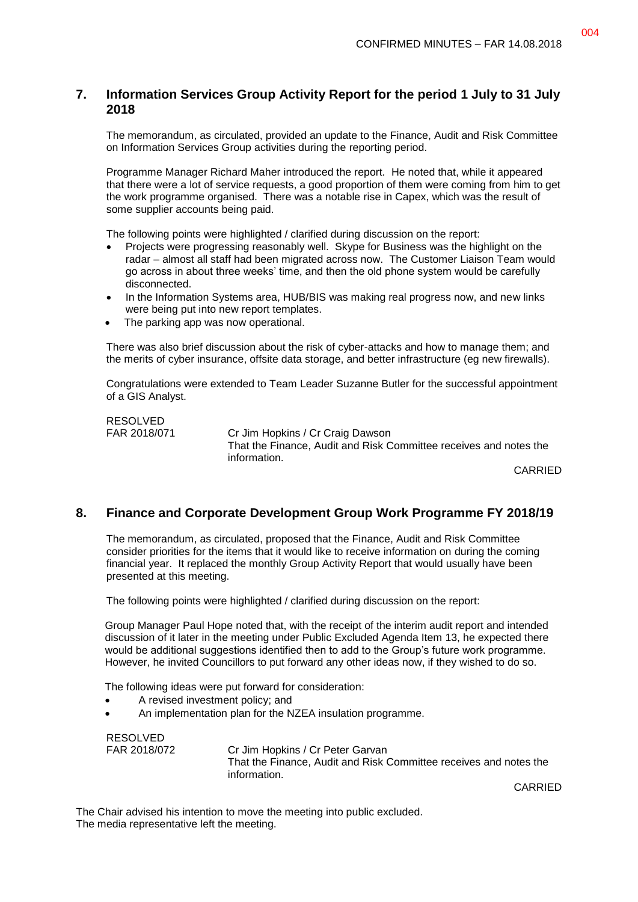## 7. Information Services Group Activity Report for the period 1 July to 31 July 2018

The memorandum, as circulated, provided an update to the Finance, Audit and Risk Committee on Information Services Group activities during the reporting period.

Programme Manager Richard Maher introduced the report. He noted that, while it appeared that there were a lot of service requests, a good proportion of them were coming from him to get the work programme organised. There was a notable rise in Capex, which was the result of some supplier accounts being paid.

The following points were highlighted / clarified during discussion on the report:

- Projects were progressing reasonably well. Skype for Business was the highlight on the radar – almost all staff had been migrated across now. The Customer Liaison Team would go across in about three weeks' time, and then the old phone system would be carefully disconnected.
- In the Information Systems area, HUB/BIS was making real progress now, and new links were being put into new report templates.
- The parking app was now operational.

There was also brief discussion about the risk of cyber-attacks and how to manage them; and the merits of cyber insurance, offsite data storage, and better infrastructure (eg new firewalls).

Congratulations were extended to Team Leader Suzanne Butler for the successful appointment of a GIS Analyst.

RESOLVED
FAR 2018/071 Cr Jim Hopkins / Cr Craig Dawson
That the Finance, Audit and Risk Committee receives and notes the information.

CARRIED

## 8. Finance and Corporate Development Group Work Programme FY 2018/19

The memorandum, as circulated, proposed that the Finance, Audit and Risk Committee consider priorities for the items that it would like to receive information on during the coming financial year. It replaced the monthly Group Activity Report that would usually have been presented at this meeting.

The following points were highlighted / clarified during discussion on the report:

Group Manager Paul Hope noted that, with the receipt of the interim audit report and intended discussion of it later in the meeting under Public Excluded Agenda Item 13, he expected there would be additional suggestions identified then to add to the Group's future work programme. However, he invited Councillors to put forward any other ideas now, if they wished to do so.

The following ideas were put forward for consideration:

- A revised investment policy; and
- An implementation plan for the NZEA insulation programme.

RESOLVED
FAR 2018/072 Cr Jim Hopkins / Cr Peter Garvan
That the Finance, Audit and Risk Committee receives and notes the information.

CARRIED

The Chair advised his intention to move the meeting into public excluded.
The media representative left the meeting.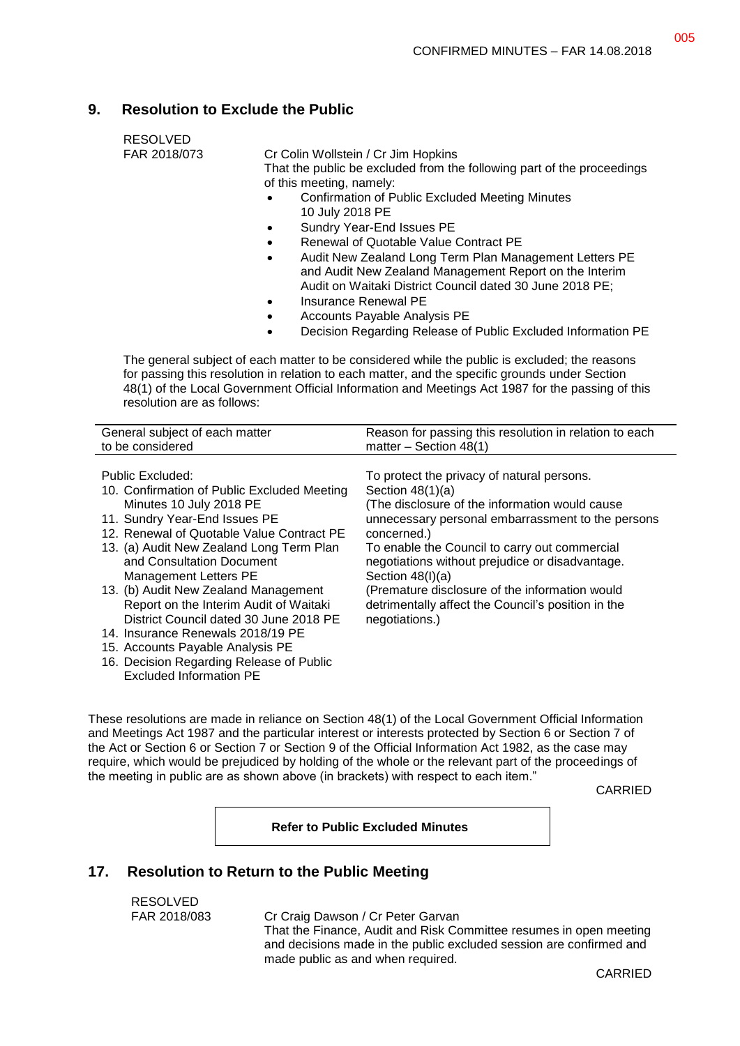## 9. Resolution to Exclude the Public

RESOLVED
FAR 2018/073

Cr Colin Wollstein / Cr Jim Hopkins
That the public be excluded from the following part of the proceedings of this meeting, namely:

- Confirmation of Public Excluded Meeting Minutes 10 July 2018 PE
- Sundry Year-End Issues PE
- Renewal of Quotable Value Contract PE
- Audit New Zealand Long Term Plan Management Letters PE and Audit New Zealand Management Report on the Interim Audit on Waitaki District Council dated 30 June 2018 PE;
- Insurance Renewal PE
- Accounts Payable Analysis PE
- Decision Regarding Release of Public Excluded Information PE

The general subject of each matter to be considered while the public is excluded; the reasons for passing this resolution in relation to each matter, and the specific grounds under Section 48(1) of the Local Government Official Information and Meetings Act 1987 for the passing of this resolution are as follows:

| General subject of each matter to be considered | Reason for passing this resolution in relation to each matter – Section 48(1) |
|---|---|
| Public Excluded:<br>10. Confirmation of Public Excluded Meeting Minutes 10 July 2018 PE<br>11. Sundry Year-End Issues PE<br>12. Renewal of Quotable Value Contract PE<br>13. (a) Audit New Zealand Long Term Plan and Consultation Document Management Letters PE<br>13. (b) Audit New Zealand Management Report on the Interim Audit of Waitaki District Council dated 30 June 2018 PE<br>14. Insurance Renewals 2018/19 PE<br>15. Accounts Payable Analysis PE<br>16. Decision Regarding Release of Public Excluded Information PE | To protect the privacy of natural persons. Section 48(1)(a)<br>(The disclosure of the information would cause unnecessary personal embarrassment to the persons concerned.)<br>To enable the Council to carry out commercial negotiations without prejudice or disadvantage. Section 48(l)(a)<br>(Premature disclosure of the information would detrimentally affect the Council's position in the negotiations.) |

These resolutions are made in reliance on Section 48(1) of the Local Government Official Information and Meetings Act 1987 and the particular interest or interests protected by Section 6 or Section 7 of the Act or Section 6 or Section 7 or Section 9 of the Official Information Act 1982, as the case may require, which would be prejudiced by holding of the whole or the relevant part of the proceedings of the meeting in public are as shown above (in brackets) with respect to each item."

CARRIED

**Refer to Public Excluded Minutes**

## 17. Resolution to Return to the Public Meeting

RESOLVED
FAR 2018/083

Cr Craig Dawson / Cr Peter Garvan
That the Finance, Audit and Risk Committee resumes in open meeting and decisions made in the public excluded session are confirmed and made public as and when required.

CARRIED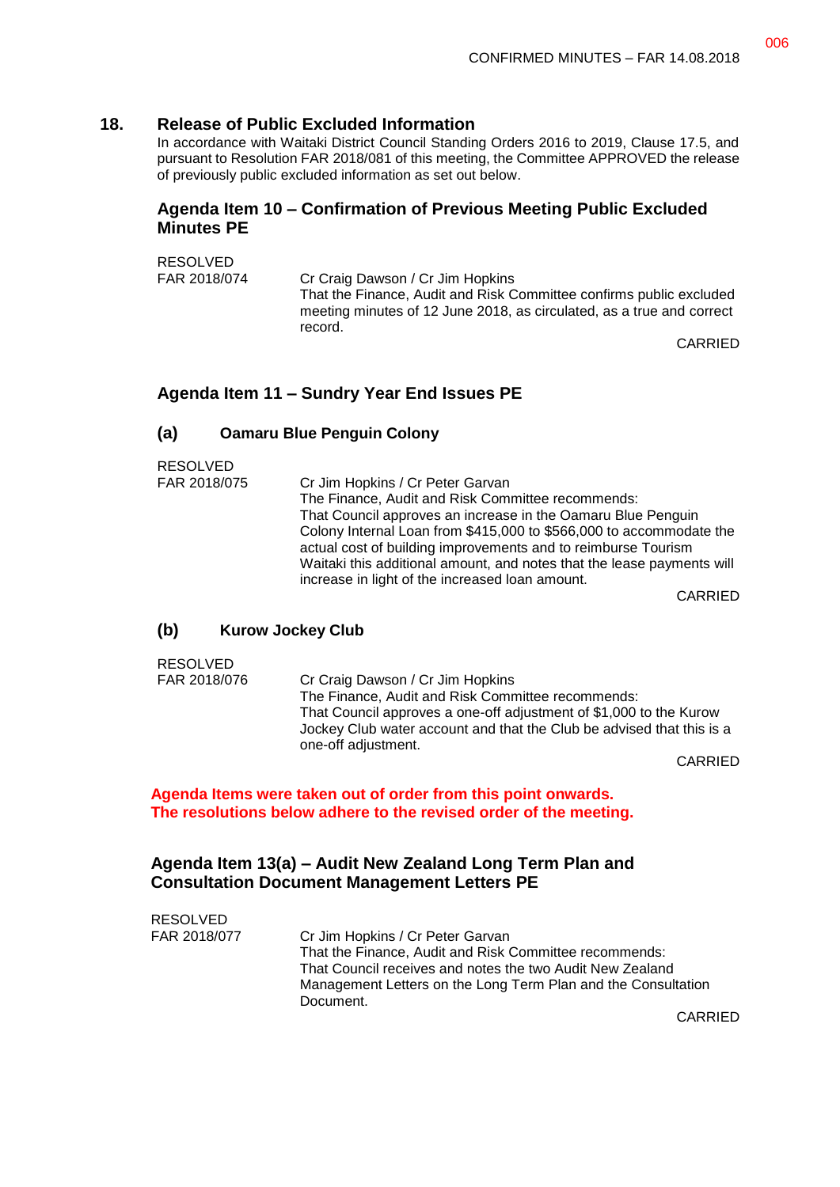## 18. Release of Public Excluded Information

In accordance with Waitaki District Council Standing Orders 2016 to 2019, Clause 17.5, and pursuant to Resolution FAR 2018/081 of this meeting, the Committee APPROVED the release of previously public excluded information as set out below.

### Agenda Item 10 – Confirmation of Previous Meeting Public Excluded Minutes PE

RESOLVED
FAR 2018/074

Cr Craig Dawson / Cr Jim Hopkins
That the Finance, Audit and Risk Committee confirms public excluded meeting minutes of 12 June 2018, as circulated, as a true and correct record.

CARRIED

### Agenda Item 11 – Sundry Year End Issues PE

#### (a) Oamaru Blue Penguin Colony

RESOLVED
FAR 2018/075

Cr Jim Hopkins / Cr Peter Garvan
The Finance, Audit and Risk Committee recommends:
That Council approves an increase in the Oamaru Blue Penguin Colony Internal Loan from $415,000 to $566,000 to accommodate the actual cost of building improvements and to reimburse Tourism Waitaki this additional amount, and notes that the lease payments will increase in light of the increased loan amount.

CARRIED

#### (b) Kurow Jockey Club

RESOLVED
FAR 2018/076

Cr Craig Dawson / Cr Jim Hopkins
The Finance, Audit and Risk Committee recommends:
That Council approves a one-off adjustment of $1,000 to the Kurow Jockey Club water account and that the Club be advised that this is a one-off adjustment.

CARRIED

**Agenda Items were taken out of order from this point onwards.**
**The resolutions below adhere to the revised order of the meeting.**

### Agenda Item 13(a) – Audit New Zealand Long Term Plan and Consultation Document Management Letters PE

RESOLVED
FAR 2018/077

Cr Jim Hopkins / Cr Peter Garvan
That the Finance, Audit and Risk Committee recommends:
That Council receives and notes the two Audit New Zealand Management Letters on the Long Term Plan and the Consultation Document.

CARRIED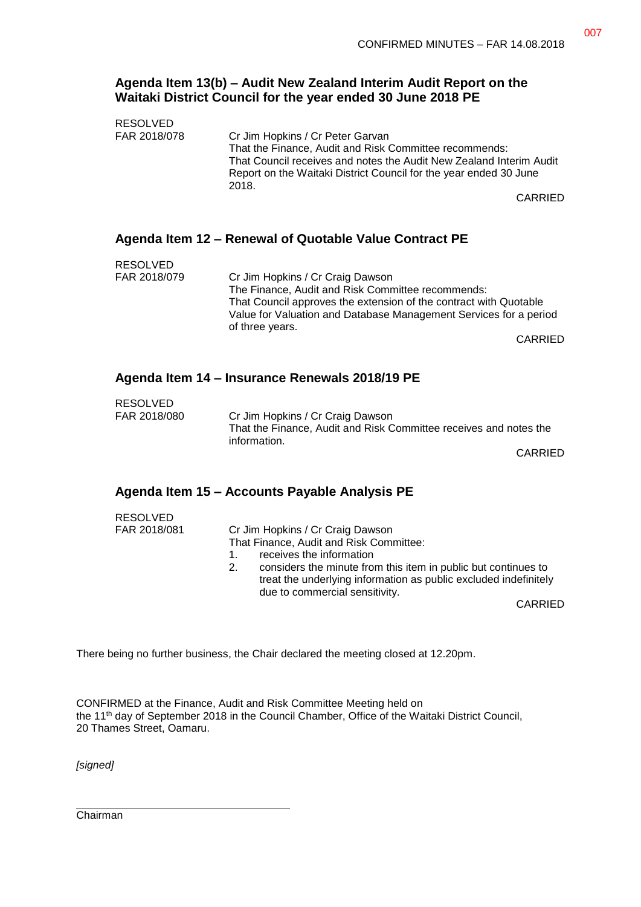## Agenda Item 13(b) – Audit New Zealand Interim Audit Report on the Waitaki District Council for the year ended 30 June 2018 PE

RESOLVED
FAR 2018/078

Cr Jim Hopkins / Cr Peter Garvan
That the Finance, Audit and Risk Committee recommends:
That Council receives and notes the Audit New Zealand Interim Audit Report on the Waitaki District Council for the year ended 30 June 2018.

CARRIED

## Agenda Item 12 – Renewal of Quotable Value Contract PE

RESOLVED
FAR 2018/079

Cr Jim Hopkins / Cr Craig Dawson
The Finance, Audit and Risk Committee recommends:
That Council approves the extension of the contract with Quotable Value for Valuation and Database Management Services for a period of three years.

CARRIED

## Agenda Item 14 – Insurance Renewals 2018/19 PE

RESOLVED
FAR 2018/080

Cr Jim Hopkins / Cr Craig Dawson
That the Finance, Audit and Risk Committee receives and notes the information.

CARRIED

## Agenda Item 15 – Accounts Payable Analysis PE

RESOLVED
FAR 2018/081

Cr Jim Hopkins / Cr Craig Dawson
That Finance, Audit and Risk Committee:

1. receives the information
2. considers the minute from this item in public but continues to treat the underlying information as public excluded indefinitely due to commercial sensitivity.

CARRIED

There being no further business, the Chair declared the meeting closed at 12.20pm.

CONFIRMED at the Finance, Audit and Risk Committee Meeting held on the 11th day of September 2018 in the Council Chamber, Office of the Waitaki District Council, 20 Thames Street, Oamaru.

*[signed]*

Chairman